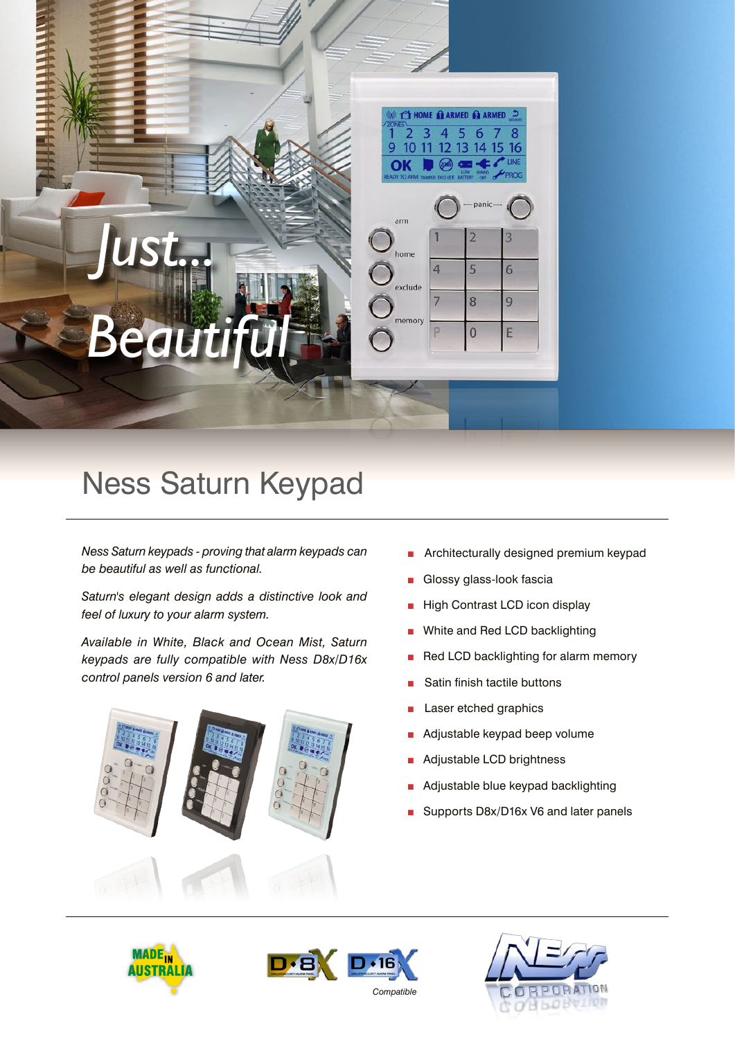Just... Beautiful

# Ness Saturn Keypad

*Ness Saturn keypads - proving that alarm keypads can be beautiful as well as functional.*

*Saturn's elegant design adds a distinctive look and feel of luxury to your alarm system.*

*Available in White, Black and Ocean Mist, Saturn keypads are fully compatible with Ness D8x/D16x control panels version 6 and later.*

- Architecturally designed premium keypad
- Glossy glass-look fascia
- High Contrast LCD icon display
- White and Red LCD backlighting
- Red LCD backlighting for alarm memory
- Satin finish tactile buttons
- Laser etched graphics
- Adjustable keypad beep volume
- Adjustable LCD brightness
- Adjustable blue keypad backlighting
- Supports D8x/D16x V6 and later panels

MADE IN AUSTRALIA

D8X D16X *Compatible*

NESS CORPORATION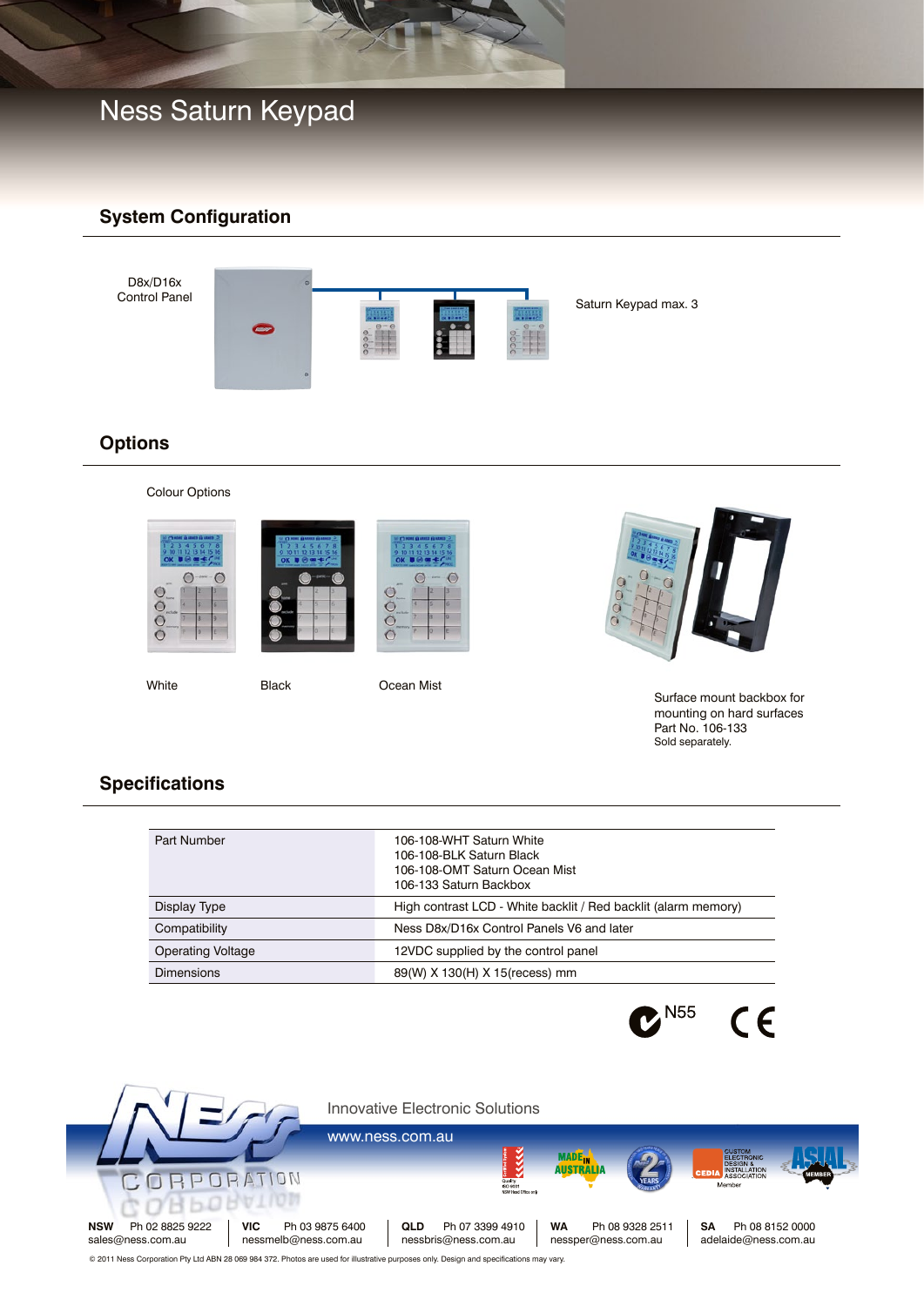# Ness Saturn Keypad

## System Configuration

D8x/D16x
Control Panel

Saturn Keypad max. 3

## Options

Colour Options

White

Black

Ocean Mist

Surface mount backbox for mounting on hard surfaces
Part No. 106-133
Sold separately.

## Specifications

| | |
|---|---|
| Part Number | 106-108-WHT Saturn White<br>106-108-BLK Saturn Black<br>106-108-OMT Saturn Ocean Mist<br>106-133 Saturn Backbox |
| Display Type | High contrast LCD - White backlit / Red backlit (alarm memory) |
| Compatibility | Ness D8x/D16x Control Panels V6 and later |
| Operating Voltage | 12VDC supplied by the control panel |
| Dimensions | 89(W) X 130(H) X 15(recess) mm |

N55

Innovative Electronic Solutions

www.ness.com.au

**NSW** Ph 02 8825 9222
sales@ness.com.au

**VIC** Ph 03 9875 6400
nessmelb@ness.com.au

**QLD** Ph 07 3399 4910
nessbris@ness.com.au

**WA** Ph 08 9328 2511
nessper@ness.com.au

**SA** Ph 08 8152 0000
adelaide@ness.com.au

© 2011 Ness Corporation Pty Ltd ABN 28 069 984 372. Photos are used for illustrative purposes only. Design and specifications may vary.